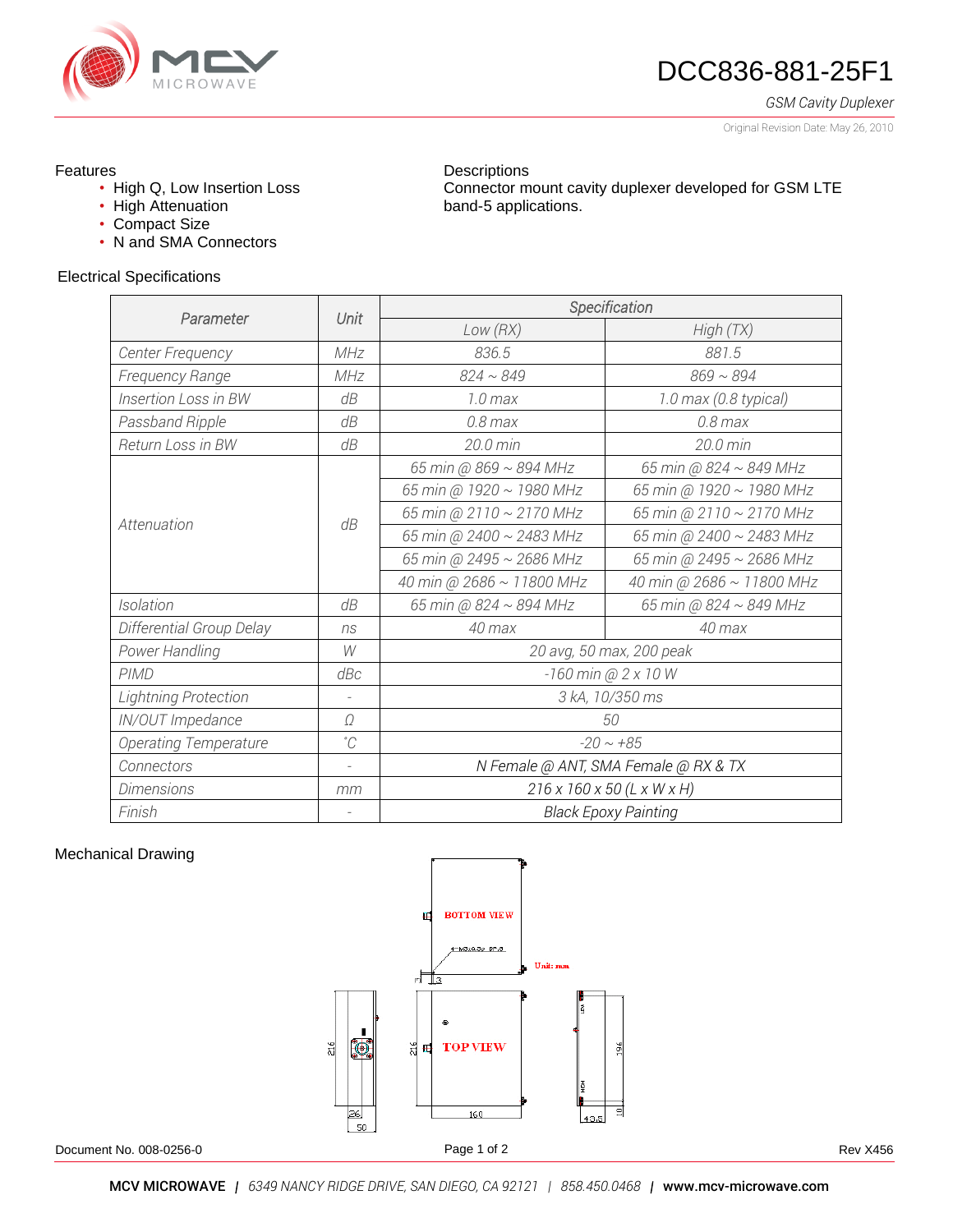# DCC836-881-25F1

*GSM Cavity Duplexer*

Original Revision Date: May 26, 2010

## Features

- High Q, Low Insertion Loss
- High Attenuation
- Compact Size
- N and SMA Connectors

## Descriptions

Connector mount cavity duplexer developed for GSM LTE band-5 applications.

## Electrical Specifications

| Parameter | Unit | Specification | |
|---|---|---|---|
| | | Low (RX) | High (TX) |
| Center Frequency | MHz | 836.5 | 881.5 |
| Frequency Range | MHz | 824 ~ 849 | 869 ~ 894 |
| Insertion Loss in BW | dB | 1.0 max | 1.0 max (0.8 typical) |
| Passband Ripple | dB | 0.8 max | 0.8 max |
| Return Loss in BW | dB | 20.0 min | 20.0 min |
| Attenuation | dB | 65 min @ 869 ~ 894 MHz | 65 min @ 824 ~ 849 MHz |
| | | 65 min @ 1920 ~ 1980 MHz | 65 min @ 1920 ~ 1980 MHz |
| | | 65 min @ 2110 ~ 2170 MHz | 65 min @ 2110 ~ 2170 MHz |
| | | 65 min @ 2400 ~ 2483 MHz | 65 min @ 2400 ~ 2483 MHz |
| | | 65 min @ 2495 ~ 2686 MHz | 65 min @ 2495 ~ 2686 MHz |
| | | 40 min @ 2686 ~ 11800 MHz | 40 min @ 2686 ~ 11800 MHz |
| Isolation | dB | 65 min @ 824 ~ 894 MHz | 65 min @ 824 ~ 849 MHz |
| Differential Group Delay | ns | 40 max | 40 max |
| Power Handling | W | 20 avg, 50 max, 200 peak | |
| PIMD | dBc | -160 min @ 2 x 10 W | |
| Lightning Protection | - | 3 kA, 10/350 ms | |
| IN/OUT Impedance | Ω | 50 | |
| Operating Temperature | °C | -20 ~ +85 | |
| Connectors | - | N Female @ ANT, SMA Female @ RX & TX | |
| Dimensions | mm | 216 x 160 x 50 (L x W x H) | |
| Finish | - | Black Epoxy Painting | |

## Mechanical Drawing

BOTTOM VIEW

TOP VIEW

Unit: mm

216, 160, 196, 26, 50, 40.5, 10, 3

Document No. 008-0256-0

Rev X456

**MCV MICROWAVE** | *6349 NANCY RIDGE DRIVE, SAN DIEGO, CA 92121* | *858.450.0468* | **www.mcv-microwave.com**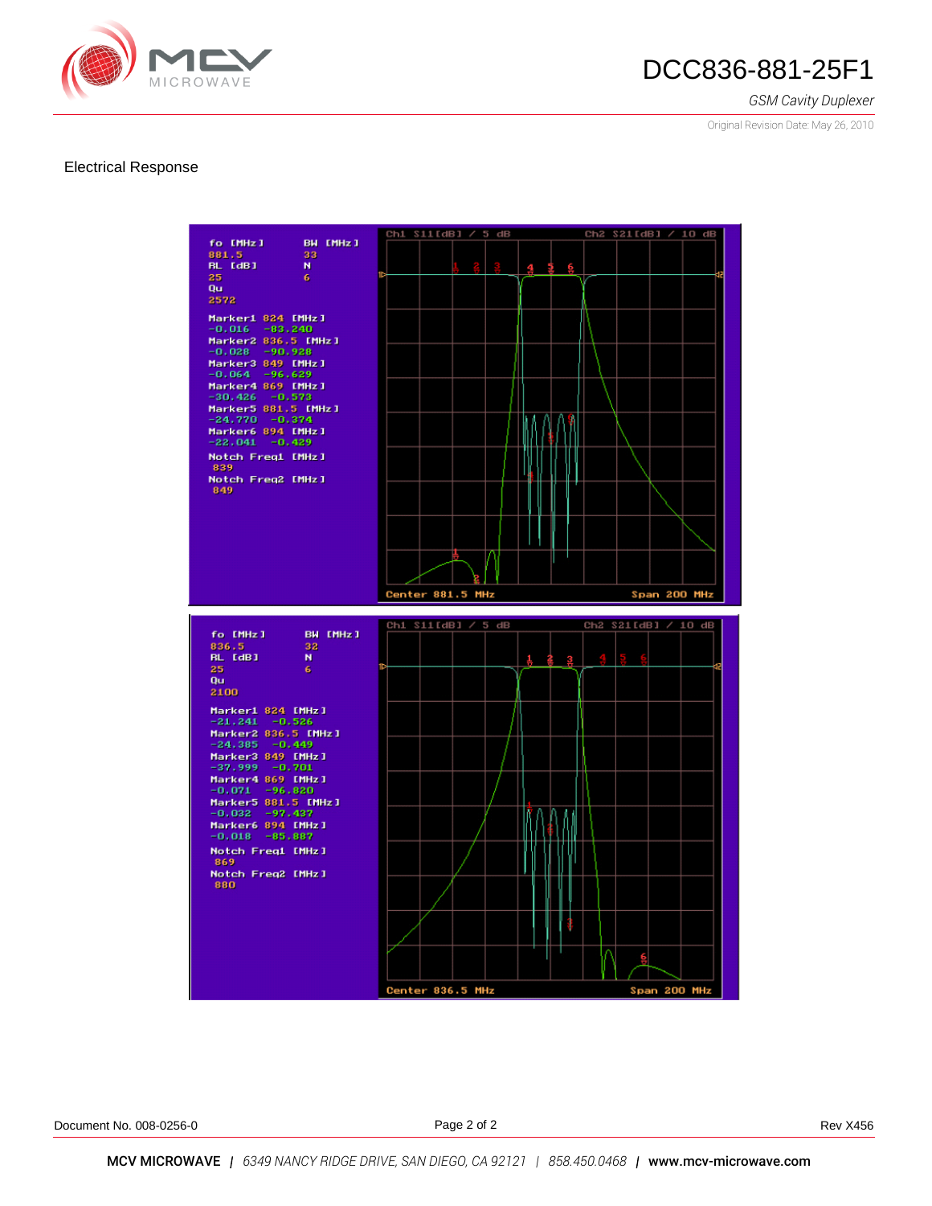## Electrical Response

fo [MHz]
881.5
BW [MHz]
33
RL [dB]
25
N
6
Qu
2572

Marker1 824 [MHz]
-0.016 -83.240
Marker2 836.5 [MHz]
-0.028 -90.928
Marker3 849 [MHz]
-0.064 -96.629
Marker4 869 [MHz]
-30.426 -0.573
Marker5 881.5 [MHz]
-24.770 -0.374
Marker6 894 [MHz]
-22.041 -0.429
Notch Freq1 [MHz]
839
Notch Freq2 [MHz]
849

Ch1 S11[dB] / 5 dB
Ch2 S21[dB] / 10 dB
Center 881.5 MHz
Span 200 MHz

fo [MHz]
836.5
BW [MHz]
32
RL [dB]
25
N
6
Qu
2100

Marker1 824 [MHz]
-21.241 -0.526
Marker2 836.5 [MHz]
-24.385 -0.449
Marker3 849 [MHz]
-37.999 -0.701
Marker4 869 [MHz]
-0.071 -96.820
Marker5 881.5 [MHz]
-0.032 -97.437
Marker6 894 [MHz]
-0.018 -85.887
Notch Freq1 [MHz]
869
Notch Freq2 [MHz]
880

Ch1 S11[dB] / 5 dB
Ch2 S21[dB] / 10 dB
Center 836.5 MHz
Span 200 MHz